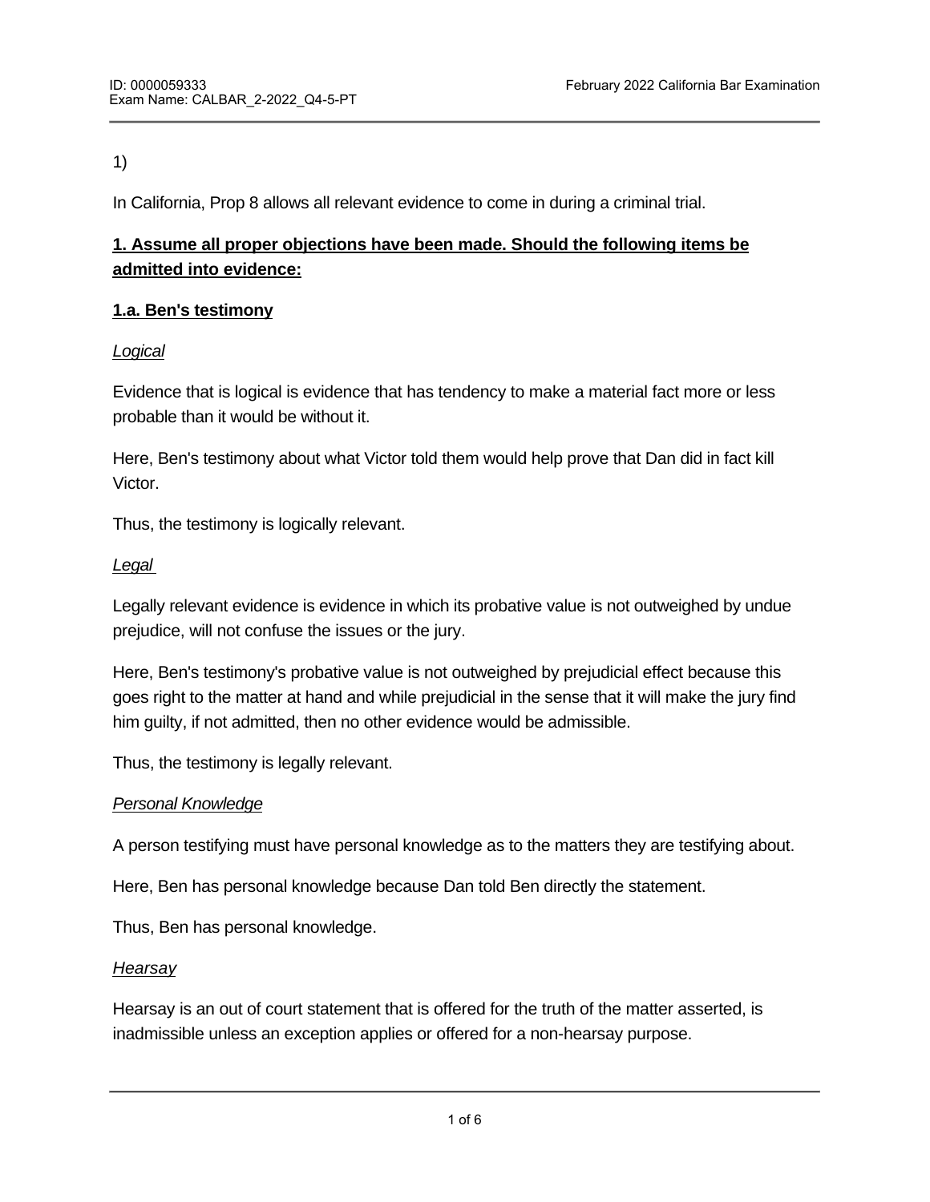1)

In California, Prop 8 allows all relevant evidence to come in during a criminal trial.

**1. Assume all proper objections have been made. Should the following items be admitted into evidence:**

**1.a. Ben's testimony**

*Logical*

Evidence that is logical is evidence that has tendency to make a material fact more or less probable than it would be without it.

Here, Ben's testimony about what Victor told them would help prove that Dan did in fact kill Victor.

Thus, the testimony is logically relevant.

*Legal*

Legally relevant evidence is evidence in which its probative value is not outweighed by undue prejudice, will not confuse the issues or the jury.

Here, Ben's testimony's probative value is not outweighed by prejudicial effect because this goes right to the matter at hand and while prejudicial in the sense that it will make the jury find him guilty, if not admitted, then no other evidence would be admissible.

Thus, the testimony is legally relevant.

*Personal Knowledge*

A person testifying must have personal knowledge as to the matters they are testifying about.

Here, Ben has personal knowledge because Dan told Ben directly the statement.

Thus, Ben has personal knowledge.

*Hearsay*

Hearsay is an out of court statement that is offered for the truth of the matter asserted, is inadmissible unless an exception applies or offered for a non-hearsay purpose.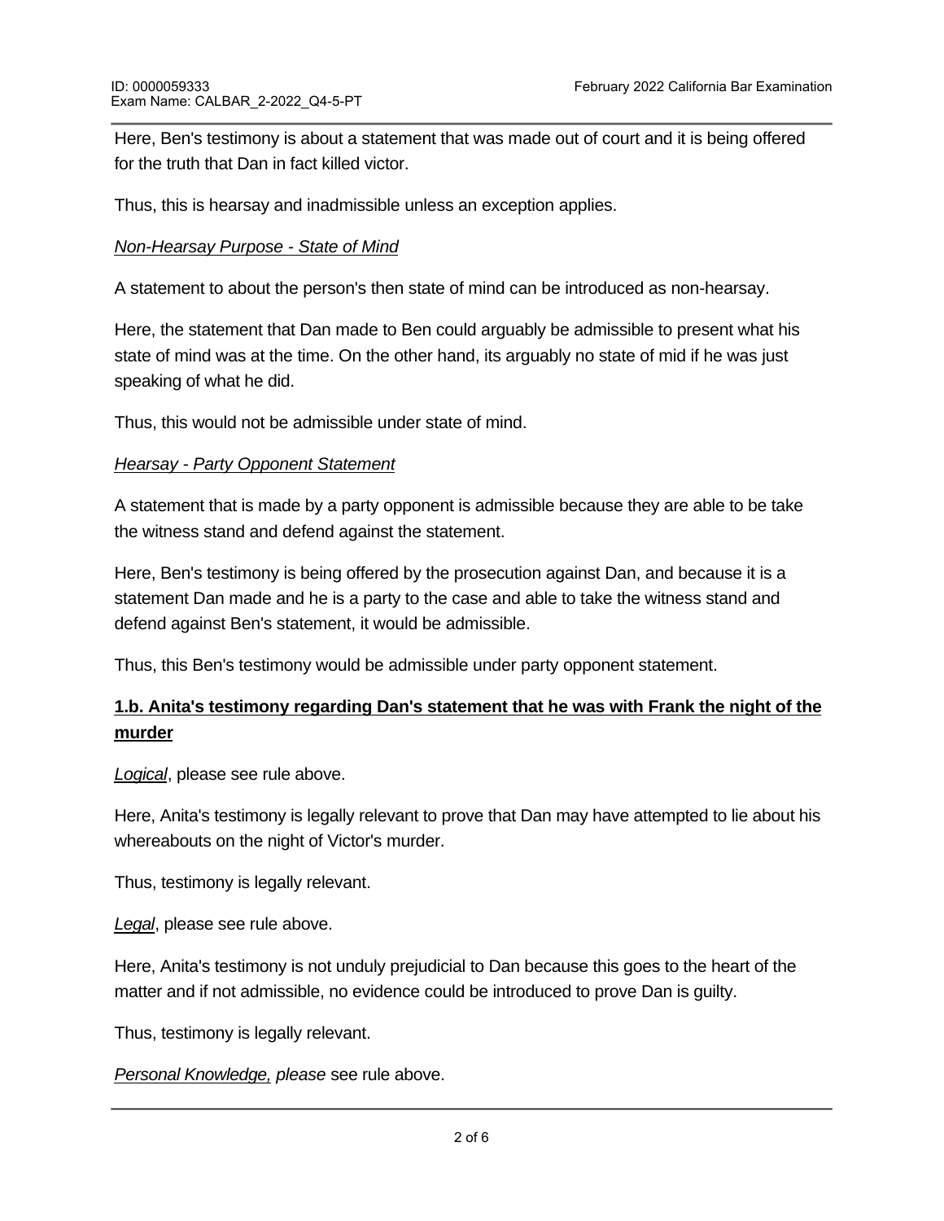Here, Ben's testimony is about a statement that was made out of court and it is being offered for the truth that Dan in fact killed victor.

Thus, this is hearsay and inadmissible unless an exception applies.

*Non-Hearsay Purpose - State of Mind*

A statement to about the person's then state of mind can be introduced as non-hearsay.

Here, the statement that Dan made to Ben could arguably be admissible to present what his state of mind was at the time. On the other hand, its arguably no state of mid if he was just speaking of what he did.

Thus, this would not be admissible under state of mind.

*Hearsay - Party Opponent Statement*

A statement that is made by a party opponent is admissible because they are able to be take the witness stand and defend against the statement.

Here, Ben's testimony is being offered by the prosecution against Dan, and because it is a statement Dan made and he is a party to the case and able to take the witness stand and defend against Ben's statement, it would be admissible.

Thus, this Ben's testimony would be admissible under party opponent statement.

**1.b. Anita's testimony regarding Dan's statement that he was with Frank the night of the murder**

*Logical*, please see rule above.

Here, Anita's testimony is legally relevant to prove that Dan may have attempted to lie about his whereabouts on the night of Victor's murder.

Thus, testimony is legally relevant.

*Legal*, please see rule above.

Here, Anita's testimony is not unduly prejudicial to Dan because this goes to the heart of the matter and if not admissible, no evidence could be introduced to prove Dan is guilty.

Thus, testimony is legally relevant.

*Personal Knowledge, please* see rule above.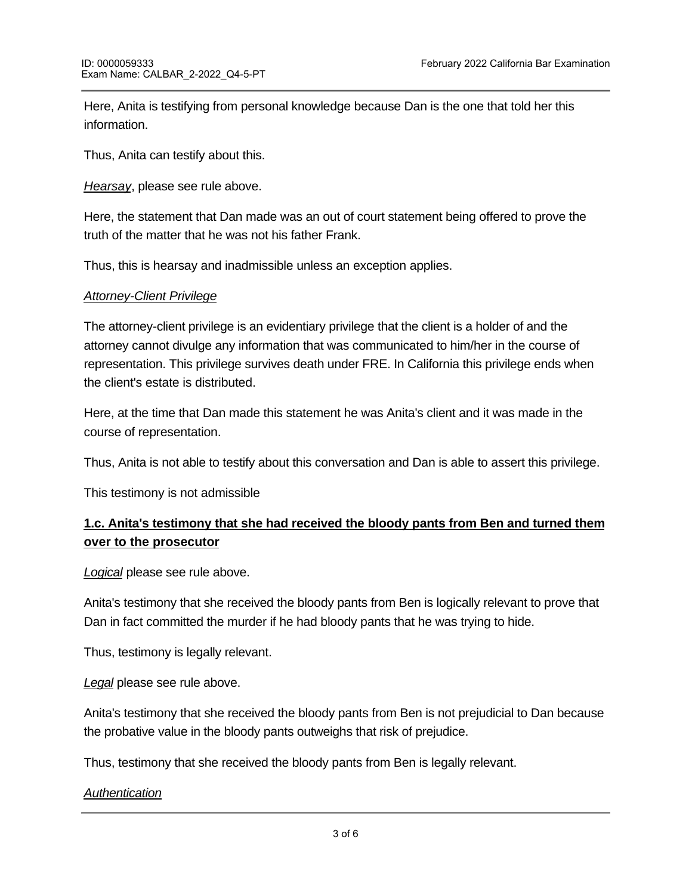Here, Anita is testifying from personal knowledge because Dan is the one that told her this information.

Thus, Anita can testify about this.

*Hearsay*, please see rule above.

Here, the statement that Dan made was an out of court statement being offered to prove the truth of the matter that he was not his father Frank.

Thus, this is hearsay and inadmissible unless an exception applies.

*Attorney-Client Privilege*

The attorney-client privilege is an evidentiary privilege that the client is a holder of and the attorney cannot divulge any information that was communicated to him/her in the course of representation. This privilege survives death under FRE. In California this privilege ends when the client's estate is distributed.

Here, at the time that Dan made this statement he was Anita's client and it was made in the course of representation.

Thus, Anita is not able to testify about this conversation and Dan is able to assert this privilege.

This testimony is not admissible

**1.c. Anita's testimony that she had received the bloody pants from Ben and turned them over to the prosecutor**

*Logical* please see rule above.

Anita's testimony that she received the bloody pants from Ben is logically relevant to prove that Dan in fact committed the murder if he had bloody pants that he was trying to hide.

Thus, testimony is legally relevant.

*Legal* please see rule above.

Anita's testimony that she received the bloody pants from Ben is not prejudicial to Dan because the probative value in the bloody pants outweighs that risk of prejudice.

Thus, testimony that she received the bloody pants from Ben is legally relevant.

*Authentication*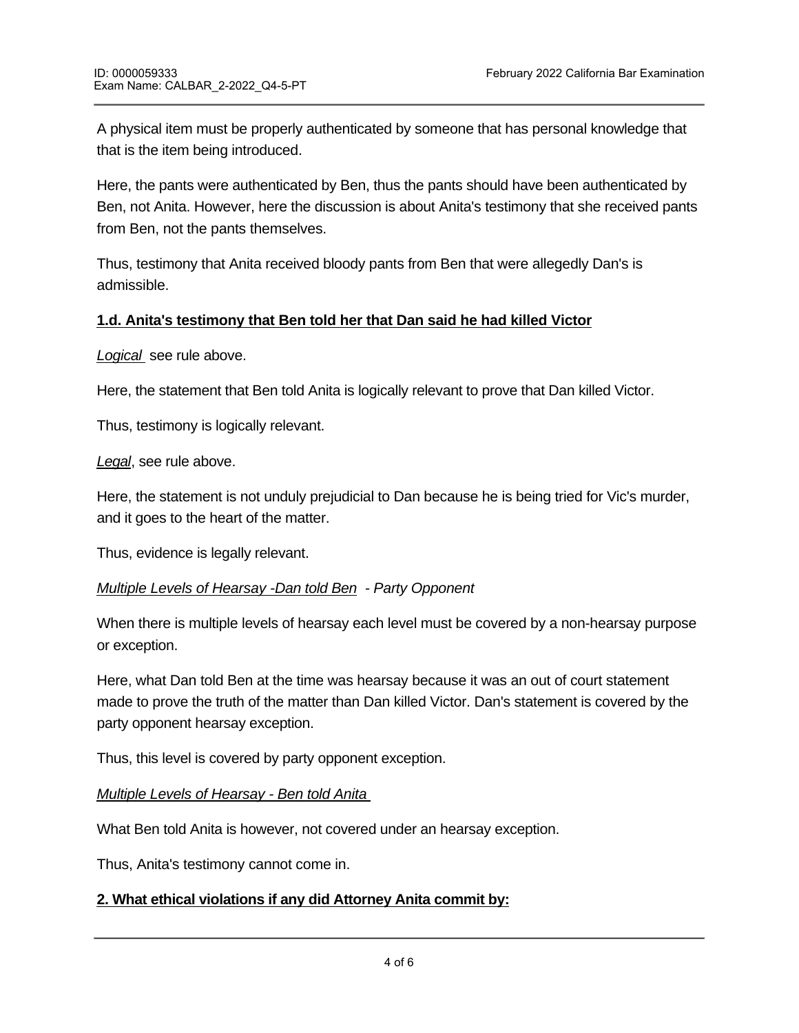A physical item must be properly authenticated by someone that has personal knowledge that that is the item being introduced.

Here, the pants were authenticated by Ben, thus the pants should have been authenticated by Ben, not Anita. However, here the discussion is about Anita's testimony that she received pants from Ben, not the pants themselves.

Thus, testimony that Anita received bloody pants from Ben that were allegedly Dan's is admissible.

**1.d. Anita's testimony that Ben told her that Dan said he had killed Victor**

*Logical* see rule above.

Here, the statement that Ben told Anita is logically relevant to prove that Dan killed Victor.

Thus, testimony is logically relevant.

*Legal*, see rule above.

Here, the statement is not unduly prejudicial to Dan because he is being tried for Vic's murder, and it goes to the heart of the matter.

Thus, evidence is legally relevant.

*Multiple Levels of Hearsay -Dan told Ben - Party Opponent*

When there is multiple levels of hearsay each level must be covered by a non-hearsay purpose or exception.

Here, what Dan told Ben at the time was hearsay because it was an out of court statement made to prove the truth of the matter than Dan killed Victor. Dan's statement is covered by the party opponent hearsay exception.

Thus, this level is covered by party opponent exception.

*Multiple Levels of Hearsay - Ben told Anita*

What Ben told Anita is however, not covered under an hearsay exception.

Thus, Anita's testimony cannot come in.

**2. What ethical violations if any did Attorney Anita commit by:**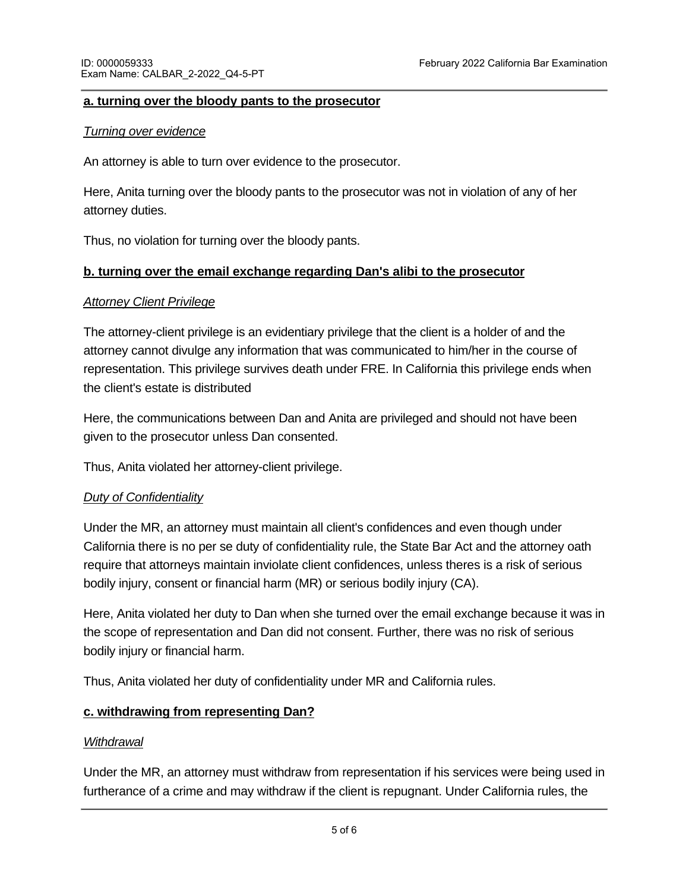**a. turning over the bloody pants to the prosecutor**

*Turning over evidence*

An attorney is able to turn over evidence to the prosecutor.

Here, Anita turning over the bloody pants to the prosecutor was not in violation of any of her attorney duties.

Thus, no violation for turning over the bloody pants.

**b. turning over the email exchange regarding Dan's alibi to the prosecutor**

*Attorney Client Privilege*

The attorney-client privilege is an evidentiary privilege that the client is a holder of and the attorney cannot divulge any information that was communicated to him/her in the course of representation. This privilege survives death under FRE. In California this privilege ends when the client's estate is distributed

Here, the communications between Dan and Anita are privileged and should not have been given to the prosecutor unless Dan consented.

Thus, Anita violated her attorney-client privilege.

*Duty of Confidentiality*

Under the MR, an attorney must maintain all client's confidences and even though under California there is no per se duty of confidentiality rule, the State Bar Act and the attorney oath require that attorneys maintain inviolate client confidences, unless theres is a risk of serious bodily injury, consent or financial harm (MR) or serious bodily injury (CA).

Here, Anita violated her duty to Dan when she turned over the email exchange because it was in the scope of representation and Dan did not consent. Further, there was no risk of serious bodily injury or financial harm.

Thus, Anita violated her duty of confidentiality under MR and California rules.

**c. withdrawing from representing Dan?**

*Withdrawal*

Under the MR, an attorney must withdraw from representation if his services were being used in furtherance of a crime and may withdraw if the client is repugnant. Under California rules, the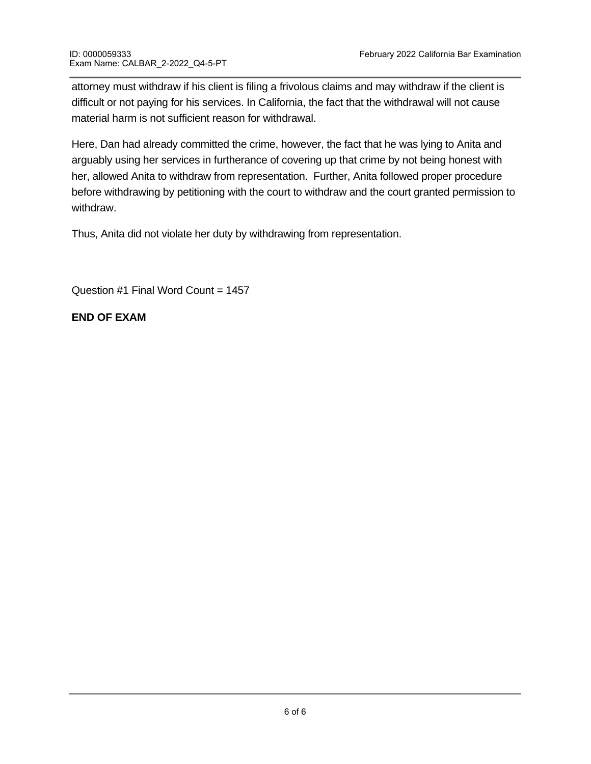attorney must withdraw if his client is filing a frivolous claims and may withdraw if the client is difficult or not paying for his services. In California, the fact that the withdrawal will not cause material harm is not sufficient reason for withdrawal.

Here, Dan had already committed the crime, however, the fact that he was lying to Anita and arguably using her services in furtherance of covering up that crime by not being honest with her, allowed Anita to withdraw from representation. Further, Anita followed proper procedure before withdrawing by petitioning with the court to withdraw and the court granted permission to withdraw.

Thus, Anita did not violate her duty by withdrawing from representation.

Question #1 Final Word Count = 1457

**END OF EXAM**